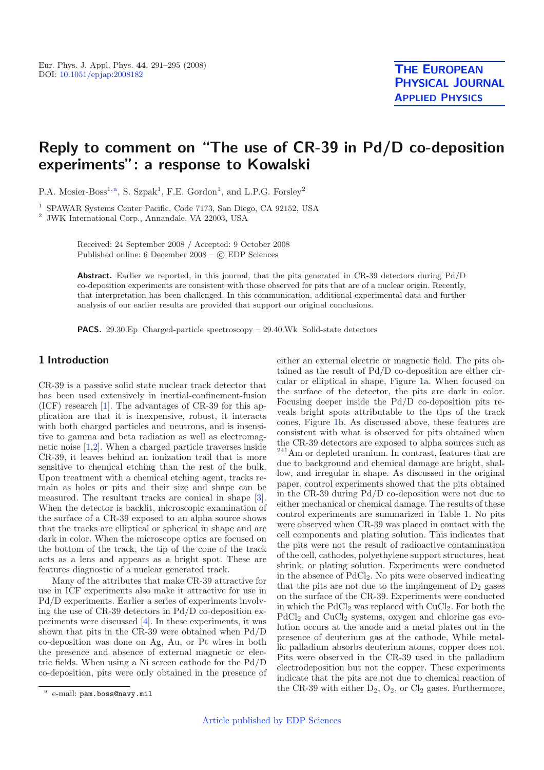# Reply to comment on "The use of CR-39 in Pd/D co-deposition experiments": a response to Kowalski

P.A. Mosier-Boss[1,a], S. Szpak[1], F.E. Gordon[1], and L.P.G. Forsley[2]

[1] SPAWAR Systems Center Pacific, Code 7173, San Diego, CA 92152, USA
[2] JWK International Corp., Annandale, VA 22003, USA

Received: 24 September 2008 / Accepted: 9 October 2008
Published online: 6 December 2008 – © EDP Sciences

**Abstract.** Earlier we reported, in this journal, that the pits generated in CR-39 detectors during Pd/D co-deposition experiments are consistent with those observed for pits that are of a nuclear origin. Recently, that interpretation has been challenged. In this communication, additional experimental data and further analysis of our earlier results are provided that support our original conclusions.

**PACS.** 29.30.Ep Charged-particle spectroscopy – 29.40.Wk Solid-state detectors

## 1 Introduction

CR-39 is a passive solid state nuclear track detector that has been used extensively in inertial-confinement-fusion (ICF) research [1]. The advantages of CR-39 for this application are that it is inexpensive, robust, it interacts with both charged particles and neutrons, and is insensitive to gamma and beta radiation as well as electromagnetic noise [1,2]. When a charged particle traverses inside CR-39, it leaves behind an ionization trail that is more sensitive to chemical etching than the rest of the bulk. Upon treatment with a chemical etching agent, tracks remain as holes or pits and their size and shape can be measured. The resultant tracks are conical in shape [3]. When the detector is backlit, microscopic examination of the surface of a CR-39 exposed to an alpha source shows that the tracks are elliptical or spherical in shape and are dark in color. When the microscope optics are focused on the bottom of the track, the tip of the cone of the track acts as a lens and appears as a bright spot. These are features diagnostic of a nuclear generated track.

Many of the attributes that make CR-39 attractive for use in ICF experiments also make it attractive for use in Pd/D experiments. Earlier a series of experiments involving the use of CR-39 detectors in Pd/D co-deposition experiments were discussed [4]. In these experiments, it was shown that pits in the CR-39 were obtained when Pd/D co-deposition was done on Ag, Au, or Pt wires in both the presence and absence of external magnetic or electric fields. When using a Ni screen cathode for the Pd/D co-deposition, pits were only obtained in the presence of either an external electric or magnetic field. The pits obtained as the result of Pd/D co-deposition are either circular or elliptical in shape, Figure 1a. When focused on the surface of the detector, the pits are dark in color. Focusing deeper inside the Pd/D co-deposition pits reveals bright spots attributable to the tips of the track cones, Figure 1b. As discussed above, these features are consistent with what is observed for pits obtained when the CR-39 detectors are exposed to alpha sources such as $^{241}$Am or depleted uranium. In contrast, features that are due to background and chemical damage are bright, shallow, and irregular in shape. As discussed in the original paper, control experiments showed that the pits obtained in the CR-39 during Pd/D co-deposition were not due to either mechanical or chemical damage. The results of these control experiments are summarized in Table 1. No pits were observed when CR-39 was placed in contact with the cell components and plating solution. This indicates that the pits were not the result of radioactive contamination of the cell, cathodes, polyethylene support structures, heat shrink, or plating solution. Experiments were conducted in the absence of $PdCl_2$. No pits were observed indicating that the pits are not due to the impingement of $D_2$ gases on the surface of the CR-39. Experiments were conducted in which the $PdCl_2$ was replaced with $CuCl_2$. For both the $PdCl_2$ and $CuCl_2$ systems, oxygen and chlorine gas evolution occurs at the anode and a metal plates out in the presence of deuterium gas at the cathode, While metallic palladium absorbs deuterium atoms, copper does not. Pits were observed in the CR-39 used in the palladium electrodeposition but not the copper. These experiments indicate that the pits are not due to chemical reaction of the CR-39 with either $D_2$, $O_2$, or $Cl_2$ gases. Furthermore,

[a] e-mail: pam.boss@navy.mil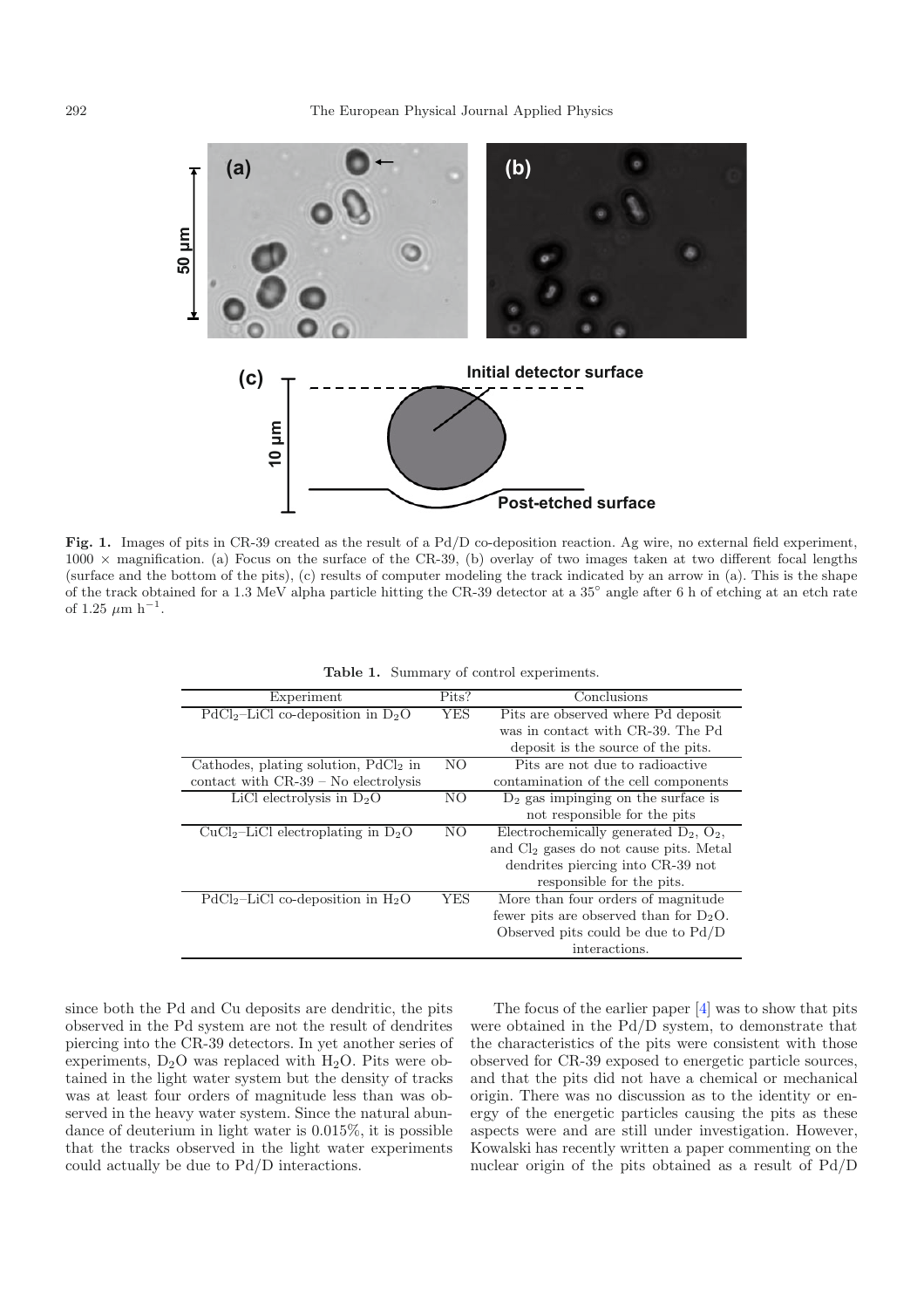**Fig. 1.** Images of pits in CR-39 created as the result of a Pd/D co-deposition reaction. Ag wire, no external field experiment, $1000 \times$ magnification. (a) Focus on the surface of the CR-39, (b) overlay of two images taken at two different focal lengths (surface and the bottom of the pits), (c) results of computer modeling the track indicated by an arrow in (a). This is the shape of the track obtained for a 1.3 MeV alpha particle hitting the CR-39 detector at a 35° angle after 6 h of etching at an etch rate of 1.25 $\mu$m h$^{-1}$.

**Table 1.** Summary of control experiments.

| Experiment | Pits? | Conclusions |
|---|---|---|
| $PdCl_2$–LiCl co-deposition in $D_2O$ | YES | Pits are observed where Pd deposit was in contact with CR-39. The Pd deposit is the source of the pits. |
| Cathodes, plating solution, $PdCl_2$ in contact with CR-39 – No electrolysis | NO | Pits are not due to radioactive contamination of the cell components |
| LiCl electrolysis in $D_2O$ | NO | $D_2$ gas impinging on the surface is not responsible for the pits |
| $CuCl_2$–LiCl electroplating in $D_2O$ | NO | Electrochemically generated $D_2$, $O_2$, and $Cl_2$ gases do not cause pits. Metal dendrites piercing into CR-39 not responsible for the pits. |
| $PdCl_2$–LiCl co-deposition in $H_2O$ | YES | More than four orders of magnitude fewer pits are observed than for $D_2O$. Observed pits could be due to Pd/D interactions. |

since both the Pd and Cu deposits are dendritic, the pits observed in the Pd system are not the result of dendrites piercing into the CR-39 detectors. In yet another series of experiments, $D_2O$ was replaced with $H_2O$. Pits were obtained in the light water system but the density of tracks was at least four orders of magnitude less than was observed in the heavy water system. Since the natural abundance of deuterium in light water is 0.015%, it is possible that the tracks observed in the light water experiments could actually be due to Pd/D interactions.

The focus of the earlier paper [4] was to show that pits were obtained in the Pd/D system, to demonstrate that the characteristics of the pits were consistent with those observed for CR-39 exposed to energetic particle sources, and that the pits did not have a chemical or mechanical origin. There was no discussion as to the identity or energy of the energetic particles causing the pits as these aspects were and are still under investigation. However, Kowalski has recently written a paper commenting on the nuclear origin of the pits obtained as a result of Pd/D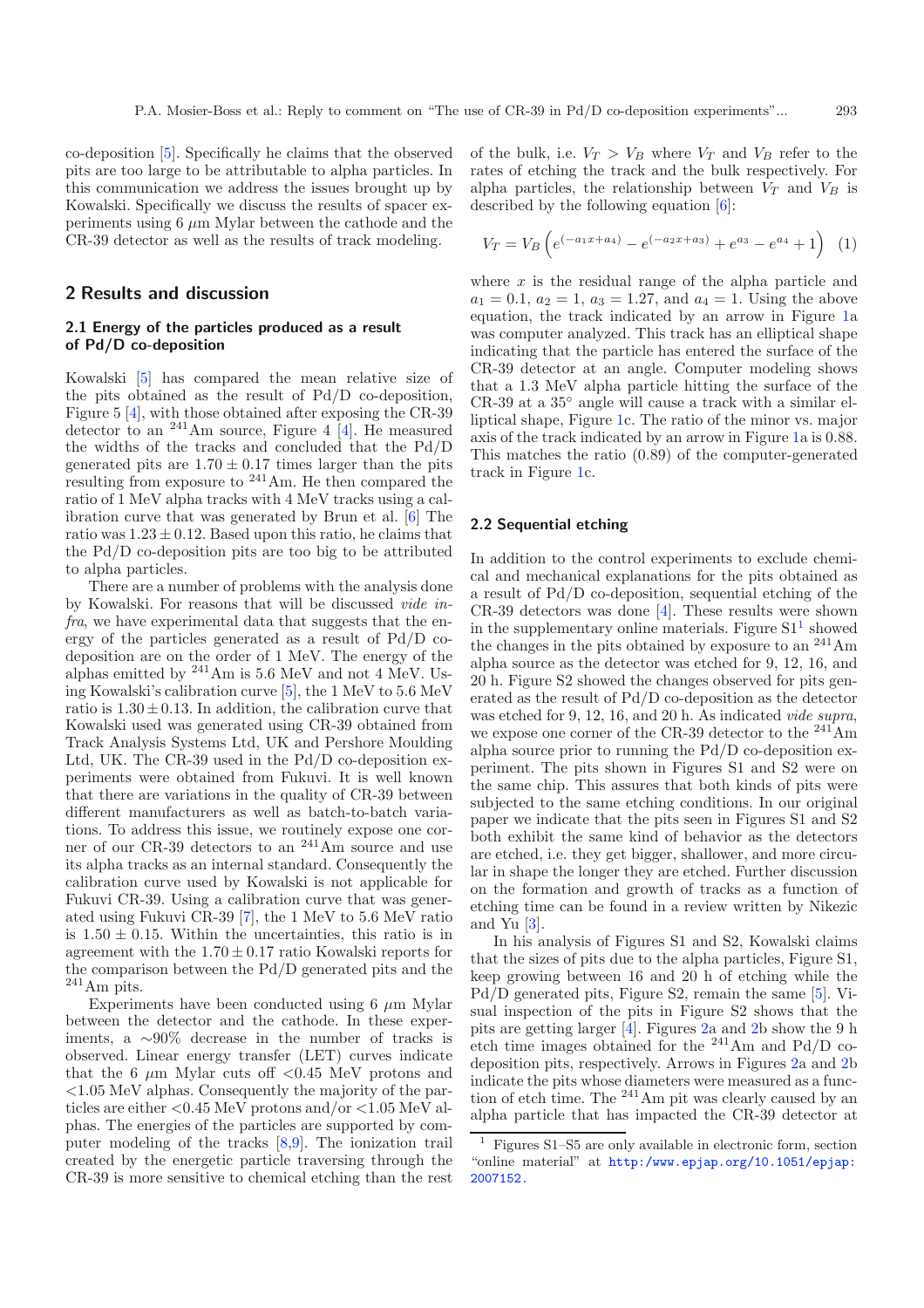co-deposition [5]. Specifically he claims that the observed pits are too large to be attributable to alpha particles. In this communication we address the issues brought up by Kowalski. Specifically we discuss the results of spacer experiments using 6 $\mu$m Mylar between the cathode and the CR-39 detector as well as the results of track modeling.

## 2 Results and discussion

### 2.1 Energy of the particles produced as a result of Pd/D co-deposition

Kowalski [5] has compared the mean relative size of the pits obtained as the result of Pd/D co-deposition, Figure 5 [4], with those obtained after exposing the CR-39 detector to an $^{241}$Am source, Figure 4 [4]. He measured the widths of the tracks and concluded that the Pd/D generated pits are $1.70 \pm 0.17$ times larger than the pits resulting from exposure to $^{241}$Am. He then compared the ratio of 1 MeV alpha tracks with 4 MeV tracks using a calibration curve that was generated by Brun et al. [6] The ratio was $1.23 \pm 0.12$. Based upon this ratio, he claims that the Pd/D co-deposition pits are too big to be attributed to alpha particles.

There are a number of problems with the analysis done by Kowalski. For reasons that will be discussed *vide infra*, we have experimental data that suggests that the energy of the particles generated as a result of Pd/D co-deposition are on the order of 1 MeV. The energy of the alphas emitted by $^{241}$Am is 5.6 MeV and not 4 MeV. Using Kowalski's calibration curve [5], the 1 MeV to 5.6 MeV ratio is $1.30 \pm 0.13$. In addition, the calibration curve that Kowalski used was generated using CR-39 obtained from Track Analysis Systems Ltd, UK and Pershore Moulding Ltd, UK. The CR-39 used in the Pd/D co-deposition experiments were obtained from Fukuvi. It is well known that there are variations in the quality of CR-39 between different manufacturers as well as batch-to-batch variations. To address this issue, we routinely expose one corner of our CR-39 detectors to an $^{241}$Am source and use its alpha tracks as an internal standard. Consequently the calibration curve used by Kowalski is not applicable for Fukuvi CR-39. Using a calibration curve that was generated using Fukuvi CR-39 [7], the 1 MeV to 5.6 MeV ratio is $1.50 \pm 0.15$. Within the uncertainties, this ratio is in agreement with the $1.70 \pm 0.17$ ratio Kowalski reports for the comparison between the Pd/D generated pits and the $^{241}$Am pits.

Experiments have been conducted using 6 $\mu$m Mylar between the detector and the cathode. In these experiments, a $\sim$90% decrease in the number of tracks is observed. Linear energy transfer (LET) curves indicate that the 6 $\mu$m Mylar cuts off $<$0.45 MeV protons and $<$1.05 MeV alphas. Consequently the majority of the particles are either $<$0.45 MeV protons and/or $<$1.05 MeV alphas. The energies of the particles are supported by computer modeling of the tracks [8,9]. The ionization trail created by the energetic particle traversing through the CR-39 is more sensitive to chemical etching than the rest of the bulk, i.e. $V_T > V_B$ where $V_T$ and $V_B$ refer to the rates of etching the track and the bulk respectively. For alpha particles, the relationship between $V_T$ and $V_B$ is described by the following equation [6]:

$$V_T = V_B \left( e^{(-a_1 x + a_4)} - e^{(-a_2 x + a_3)} + e^{a_3} - e^{a_4} + 1 \right) \quad (1)$$

where $x$ is the residual range of the alpha particle and $a_1 = 0.1$, $a_2 = 1$, $a_3 = 1.27$, and $a_4 = 1$. Using the above equation, the track indicated by an arrow in Figure 1a was computer analyzed. This track has an elliptical shape indicating that the particle has entered the surface of the CR-39 detector at an angle. Computer modeling shows that a 1.3 MeV alpha particle hitting the surface of the CR-39 at a 35° angle will cause a track with a similar elliptical shape, Figure 1c. The ratio of the minor vs. major axis of the track indicated by an arrow in Figure 1a is 0.88. This matches the ratio (0.89) of the computer-generated track in Figure 1c.

### 2.2 Sequential etching

In addition to the control experiments to exclude chemical and mechanical explanations for the pits obtained as a result of Pd/D co-deposition, sequential etching of the CR-39 detectors was done [4]. These results were shown in the supplementary online materials. Figure S1[1] showed the changes in the pits obtained by exposure to an $^{241}$Am alpha source as the detector was etched for 9, 12, 16, and 20 h. Figure S2 showed the changes observed for pits generated as the result of Pd/D co-deposition as the detector was etched for 9, 12, 16, and 20 h. As indicated *vide supra*, we expose one corner of the CR-39 detector to the $^{241}$Am alpha source prior to running the Pd/D co-deposition experiment. The pits shown in Figures S1 and S2 were on the same chip. This assures that both kinds of pits were subjected to the same etching conditions. In our original paper we indicate that the pits seen in Figures S1 and S2 both exhibit the same kind of behavior as the detectors are etched, i.e. they get bigger, shallower, and more circular in shape the longer they are etched. Further discussion on the formation and growth of tracks as a function of etching time can be found in a review written by Nikezic and Yu [3].

In his analysis of Figures S1 and S2, Kowalski claims that the sizes of pits due to the alpha particles, Figure S1, keep growing between 16 and 20 h of etching while the Pd/D generated pits, Figure S2, remain the same [5]. Visual inspection of the pits in Figure S2 shows that the pits are getting larger [4]. Figures 2a and 2b show the 9 h etch time images obtained for the $^{241}$Am and Pd/D co-deposition pits, respectively. Arrows in Figures 2a and 2b indicate the pits whose diameters were measured as a function of etch time. The $^{241}$Am pit was clearly caused by an alpha particle that has impacted the CR-39 detector at

[1] Figures S1–S5 are only available in electronic form, section "online material" at http://www.epjap.org/10.1051/epjap:2007152.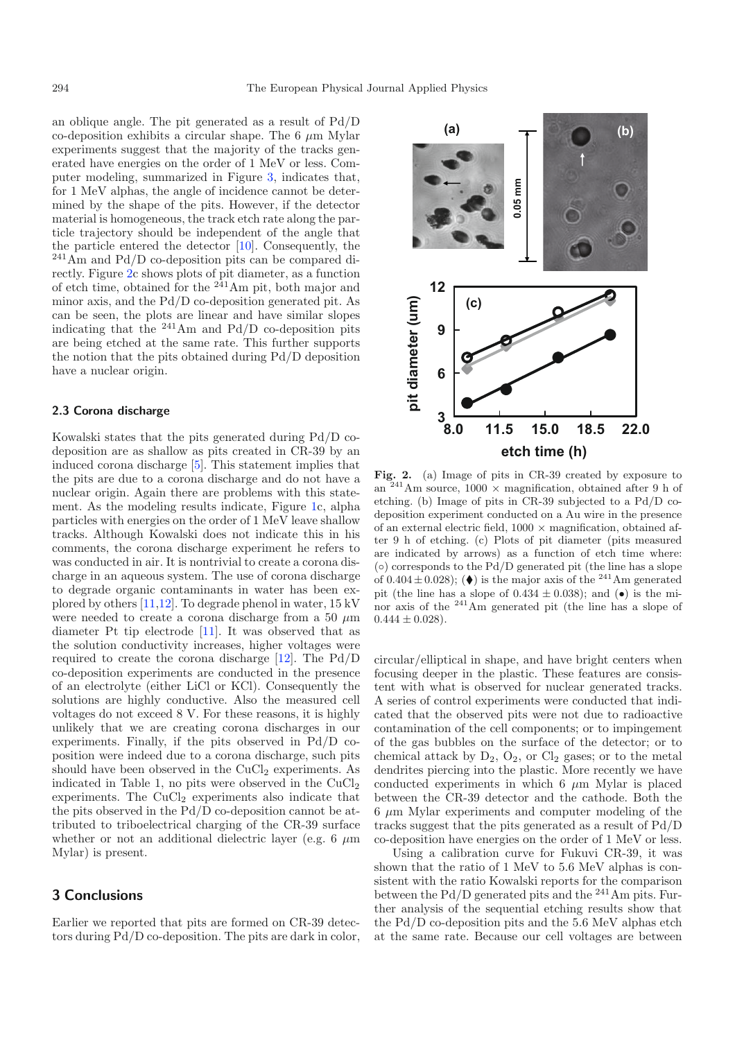an oblique angle. The pit generated as a result of Pd/D co-deposition exhibits a circular shape. The 6 $\mu$m Mylar experiments suggest that the majority of the tracks generated have energies on the order of 1 MeV or less. Computer modeling, summarized in Figure 3, indicates that, for 1 MeV alphas, the angle of incidence cannot be determined by the shape of the pits. However, if the detector material is homogeneous, the track etch rate along the particle trajectory should be independent of the angle that the particle entered the detector [10]. Consequently, the $^{241}$Am and Pd/D co-deposition pits can be compared directly. Figure 2c shows plots of pit diameter, as a function of etch time, obtained for the $^{241}$Am pit, both major and minor axis, and the Pd/D co-deposition generated pit. As can be seen, the plots are linear and have similar slopes indicating that the $^{241}$Am and Pd/D co-deposition pits are being etched at the same rate. This further supports the notion that the pits obtained during Pd/D deposition have a nuclear origin.

### 2.3 Corona discharge

Kowalski states that the pits generated during Pd/D co-deposition are as shallow as pits created in CR-39 by an induced corona discharge [5]. This statement implies that the pits are due to a corona discharge and do not have a nuclear origin. Again there are problems with this statement. As the modeling results indicate, Figure 1c, alpha particles with energies on the order of 1 MeV leave shallow tracks. Although Kowalski does not indicate this in his comments, the corona discharge experiment he refers to was conducted in air. It is nontrivial to create a corona discharge in an aqueous system. The use of corona discharge to degrade organic contaminants in water has been explored by others [11,12]. To degrade phenol in water, 15 kV were needed to create a corona discharge from a 50 $\mu$m diameter Pt tip electrode [11]. It was observed that as the solution conductivity increases, higher voltages were required to create the corona discharge [12]. The Pd/D co-deposition experiments are conducted in the presence of an electrolyte (either LiCl or KCl). Consequently the solutions are highly conductive. Also the measured cell voltages do not exceed 8 V. For these reasons, it is highly unlikely that we are creating corona discharges in our experiments. Finally, if the pits observed in Pd/D co-deposition were indeed due to a corona discharge, such pits should have been observed in the $CuCl_2$ experiments. As indicated in Table 1, no pits were observed in the $CuCl_2$ experiments. The $CuCl_2$ experiments also indicate that the pits observed in the Pd/D co-deposition cannot be attributed to triboelectrical charging of the CR-39 surface whether or not an additional dielectric layer (e.g. 6 $\mu$m Mylar) is present.

## 3 Conclusions

Earlier we reported that pits are formed on CR-39 detectors during Pd/D co-deposition. The pits are dark in color, circular/elliptical in shape, and have bright centers when focusing deeper in the plastic. These features are consistent with what is observed for nuclear generated tracks. A series of control experiments were conducted that indicated that the observed pits were not due to radioactive contamination of the cell components; or to impingement of the gas bubbles on the surface of the detector; or to chemical attack by $D_2$, $O_2$, or $Cl_2$ gases; or to the metal dendrites piercing into the plastic. More recently we have conducted experiments in which 6 $\mu$m Mylar is placed between the CR-39 detector and the cathode. Both the 6 $\mu$m Mylar experiments and computer modeling of the tracks suggest that the pits generated as a result of Pd/D co-deposition have energies on the order of 1 MeV or less.

Using a calibration curve for Fukuvi CR-39, it was shown that the ratio of 1 MeV to 5.6 MeV alphas is consistent with the ratio Kowalski reports for the comparison between the Pd/D generated pits and the $^{241}$Am pits. Further analysis of the sequential etching results show that the Pd/D co-deposition pits and the 5.6 MeV alphas etch at the same rate. Because our cell voltages are between

**Fig. 2.** (a) Image of pits in CR-39 created by exposure to an $^{241}$Am source, 1000 × magnification, obtained after 9 h of etching. (b) Image of pits in CR-39 subjected to a Pd/D co-deposition experiment conducted on a Au wire in the presence of an external electric field, 1000 × magnification, obtained after 9 h of etching. (c) Plots of pit diameter (pits measured are indicated by arrows) as a function of etch time where: (○) corresponds to the Pd/D generated pit (the line has a slope of $0.404 \pm 0.028$); (♦) is the major axis of the $^{241}$Am generated pit (the line has a slope of $0.434 \pm 0.038$); and (•) is the minor axis of the $^{241}$Am generated pit (the line has a slope of $0.444 \pm 0.028$).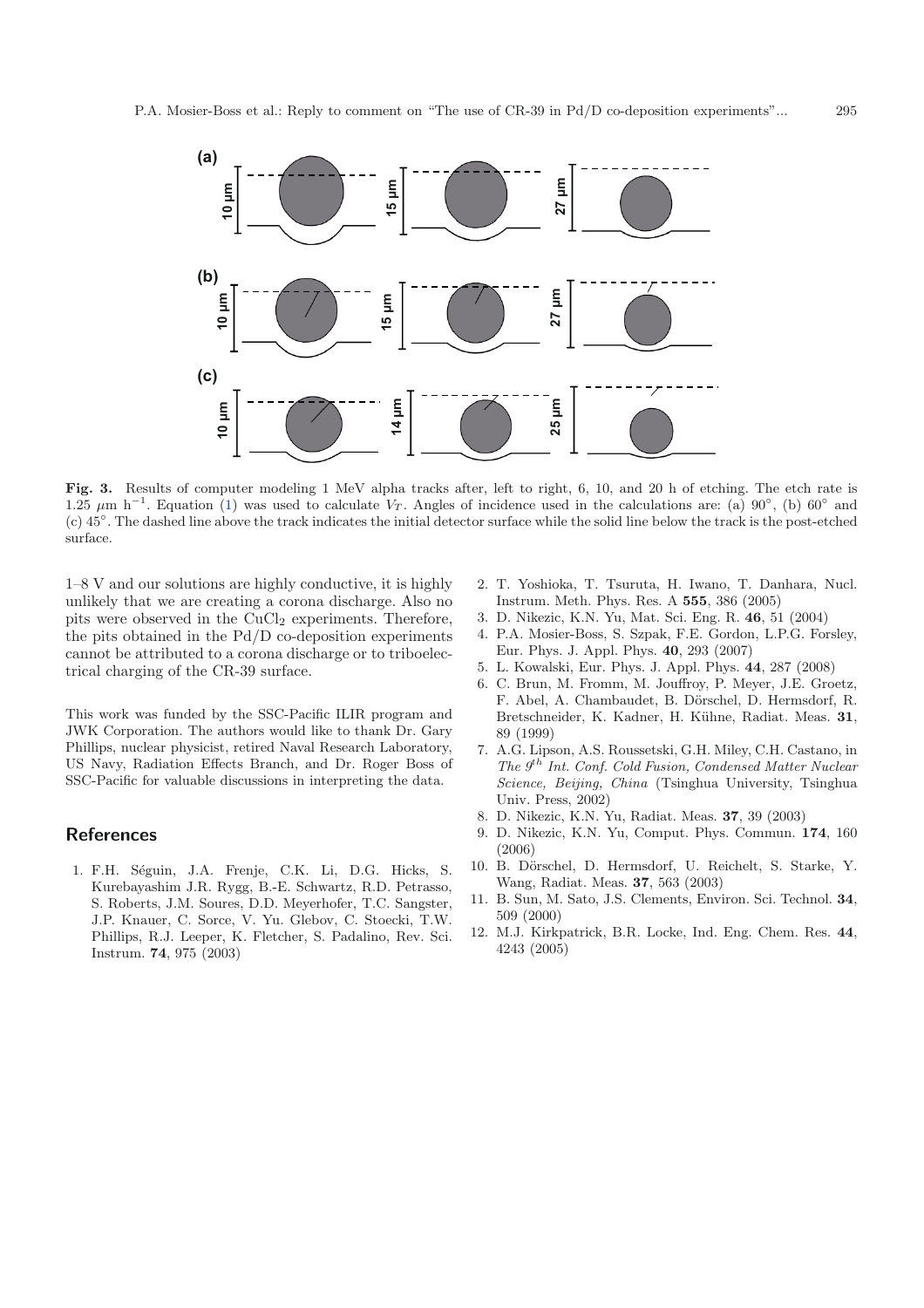(a)

10 µm

15 µm

27 µm

(b)

10 µm

15 µm

27 µm

(c)

10 µm

14 µm

25 µm

**Fig. 3.** Results of computer modeling 1 MeV alpha tracks after, left to right, 6, 10, and 20 h of etching. The etch rate is 1.25 $\mu$m h$^{-1}$. Equation (1) was used to calculate $V_T$. Angles of incidence used in the calculations are: (a) 90°, (b) 60° and (c) 45°. The dashed line above the track indicates the initial detector surface while the solid line below the track is the post-etched surface.

1–8 V and our solutions are highly conductive, it is highly unlikely that we are creating a corona discharge. Also no pits were observed in the $CuCl_2$ experiments. Therefore, the pits obtained in the Pd/D co-deposition experiments cannot be attributed to a corona discharge or to triboelectrical charging of the CR-39 surface.

This work was funded by the SSC-Pacific ILIR program and JWK Corporation. The authors would like to thank Dr. Gary Phillips, nuclear physicist, retired Naval Research Laboratory, US Navy, Radiation Effects Branch, and Dr. Roger Boss of SSC-Pacific for valuable discussions in interpreting the data.

## References

1. F.H. Séguin, J.A. Frenje, C.K. Li, D.G. Hicks, S. Kurebayashim J.R. Rygg, B.-E. Schwartz, R.D. Petrasso, S. Roberts, J.M. Soures, D.D. Meyerhofer, T.C. Sangster, J.P. Knauer, C. Sorce, V. Yu. Glebov, C. Stoecki, T.W. Phillips, R.J. Leeper, K. Fletcher, S. Padalino, Rev. Sci. Instrum. **74**, 975 (2003)
2. T. Yoshioka, T. Tsuruta, H. Iwano, T. Danhara, Nucl. Instrum. Meth. Phys. Res. A **555**, 386 (2005)
3. D. Nikezic, K.N. Yu, Mat. Sci. Eng. R. **46**, 51 (2004)
4. P.A. Mosier-Boss, S. Szpak, F.E. Gordon, L.P.G. Forsley, Eur. Phys. J. Appl. Phys. **40**, 293 (2007)
5. L. Kowalski, Eur. Phys. J. Appl. Phys. **44**, 287 (2008)
6. C. Brun, M. Fromm, M. Jouffroy, P. Meyer, J.E. Groetz, F. Abel, A. Chambaudet, B. Dörschel, D. Hermsdorf, R. Bretschneider, K. Kadner, H. Kühne, Radiat. Meas. **31**, 89 (1999)
7. A.G. Lipson, A.S. Roussetski, G.H. Miley, C.H. Castano, in *The 9th Int. Conf. Cold Fusion, Condensed Matter Nuclear Science, Beijing, China* (Tsinghua University, Tsinghua Univ. Press, 2002)
8. D. Nikezic, K.N. Yu, Radiat. Meas. **37**, 39 (2003)
9. D. Nikezic, K.N. Yu, Comput. Phys. Commun. **174**, 160 (2006)
10. B. Dörschel, D. Hermsdorf, U. Reichelt, S. Starke, Y. Wang, Radiat. Meas. **37**, 563 (2003)
11. B. Sun, M. Sato, J.S. Clements, Environ. Sci. Technol. **34**, 509 (2000)
12. M.J. Kirkpatrick, B.R. Locke, Ind. Eng. Chem. Res. **44**, 4243 (2005)